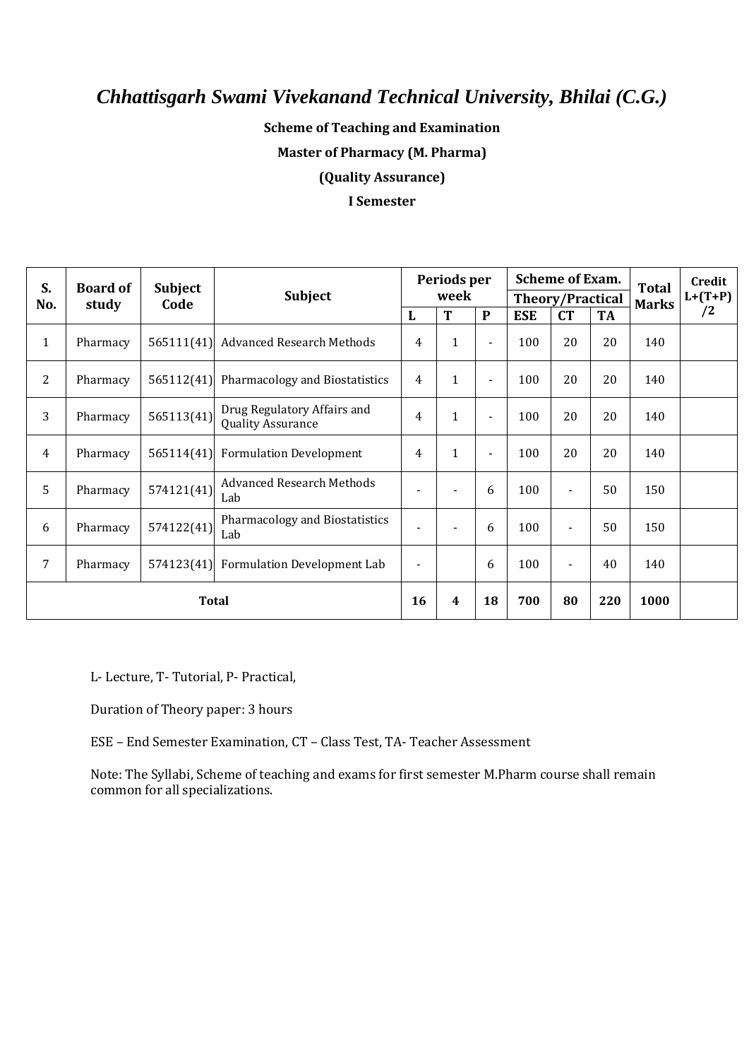# *Chhattisgarh Swami Vivekanand Technical University, Bhilai (C.G.)*

**Scheme of Teaching and Examination**

**Master of Pharmacy (M. Pharma)**

**(Quality Assurance)**

**I Semester**

| S. No. | Board of study | Subject Code | Subject | Periods per week | | | Scheme of Exam. Theory/Practical | | | Total Marks | Credit L+(T+P)/2 |
|---|---|---|---|---|---|---|---|---|---|---|---|
| | | | | L | T | P | ESE | CT | TA | | |
| 1 | Pharmacy | 565111(41) | Advanced Research Methods | 4 | 1 | - | 100 | 20 | 20 | 140 | |
| 2 | Pharmacy | 565112(41) | Pharmacology and Biostatistics | 4 | 1 | - | 100 | 20 | 20 | 140 | |
| 3 | Pharmacy | 565113(41) | Drug Regulatory Affairs and Quality Assurance | 4 | 1 | - | 100 | 20 | 20 | 140 | |
| 4 | Pharmacy | 565114(41) | Formulation Development | 4 | 1 | - | 100 | 20 | 20 | 140 | |
| 5 | Pharmacy | 574121(41) | Advanced Research Methods Lab | - | - | 6 | 100 | - | 50 | 150 | |
| 6 | Pharmacy | 574122(41) | Pharmacology and Biostatistics Lab | - | - | 6 | 100 | - | 50 | 150 | |
| 7 | Pharmacy | 574123(41) | Formulation Development Lab | - | | 6 | 100 | - | 40 | 140 | |
| **Total** | | | | **16** | **4** | **18** | **700** | **80** | **220** | **1000** | |

L- Lecture, T- Tutorial, P- Practical,

Duration of Theory paper: 3 hours

ESE – End Semester Examination, CT – Class Test, TA- Teacher Assessment

Note: The Syllabi, Scheme of teaching and exams for first semester M.Pharm course shall remain common for all specializations.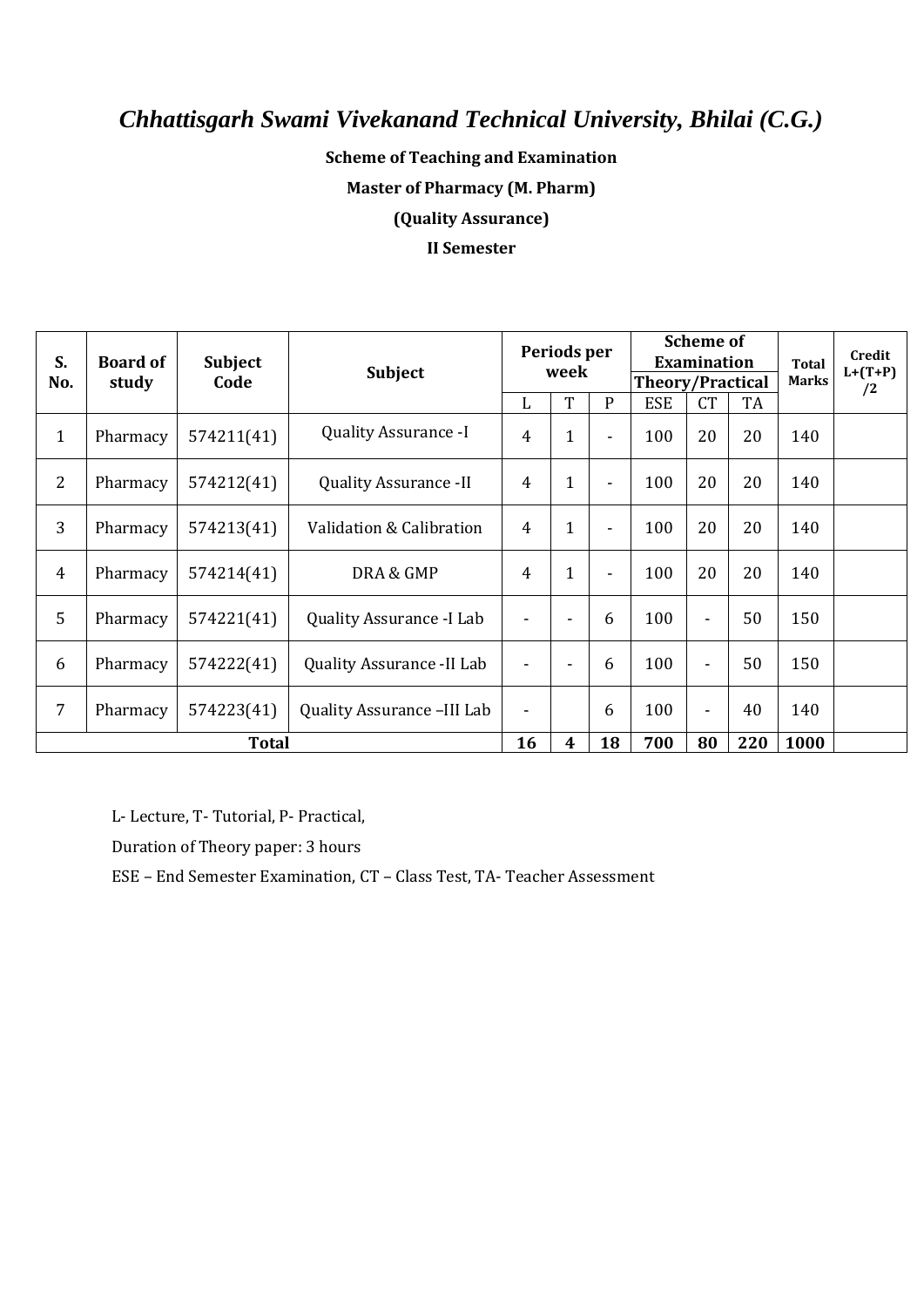# *Chhattisgarh Swami Vivekanand Technical University, Bhilai (C.G.)*

**Scheme of Teaching and Examination**

**Master of Pharmacy (M. Pharm)**

**(Quality Assurance)**

**II Semester**

| S. No. | Board of study | Subject Code | Subject | Periods per week | | | Scheme of Examination Theory/Practical | | | Total Marks | Credit L+(T+P) /2 |
|---|---|---|---|---|---|---|---|---|---|---|---|
| | | | | L | T | P | ESE | CT | TA | | |
| 1 | Pharmacy | 574211(41) | Quality Assurance -I | 4 | 1 | - | 100 | 20 | 20 | 140 | |
| 2 | Pharmacy | 574212(41) | Quality Assurance -II | 4 | 1 | - | 100 | 20 | 20 | 140 | |
| 3 | Pharmacy | 574213(41) | Validation & Calibration | 4 | 1 | - | 100 | 20 | 20 | 140 | |
| 4 | Pharmacy | 574214(41) | DRA & GMP | 4 | 1 | - | 100 | 20 | 20 | 140 | |
| 5 | Pharmacy | 574221(41) | Quality Assurance -I Lab | - | - | 6 | 100 | - | 50 | 150 | |
| 6 | Pharmacy | 574222(41) | Quality Assurance -II Lab | - | - | 6 | 100 | - | 50 | 150 | |
| 7 | Pharmacy | 574223(41) | Quality Assurance –III Lab | - | | 6 | 100 | - | 40 | 140 | |
| **Total** | | | | **16** | **4** | **18** | **700** | **80** | **220** | **1000** | |

L- Lecture, T- Tutorial, P- Practical,

Duration of Theory paper: 3 hours

ESE – End Semester Examination, CT – Class Test, TA- Teacher Assessment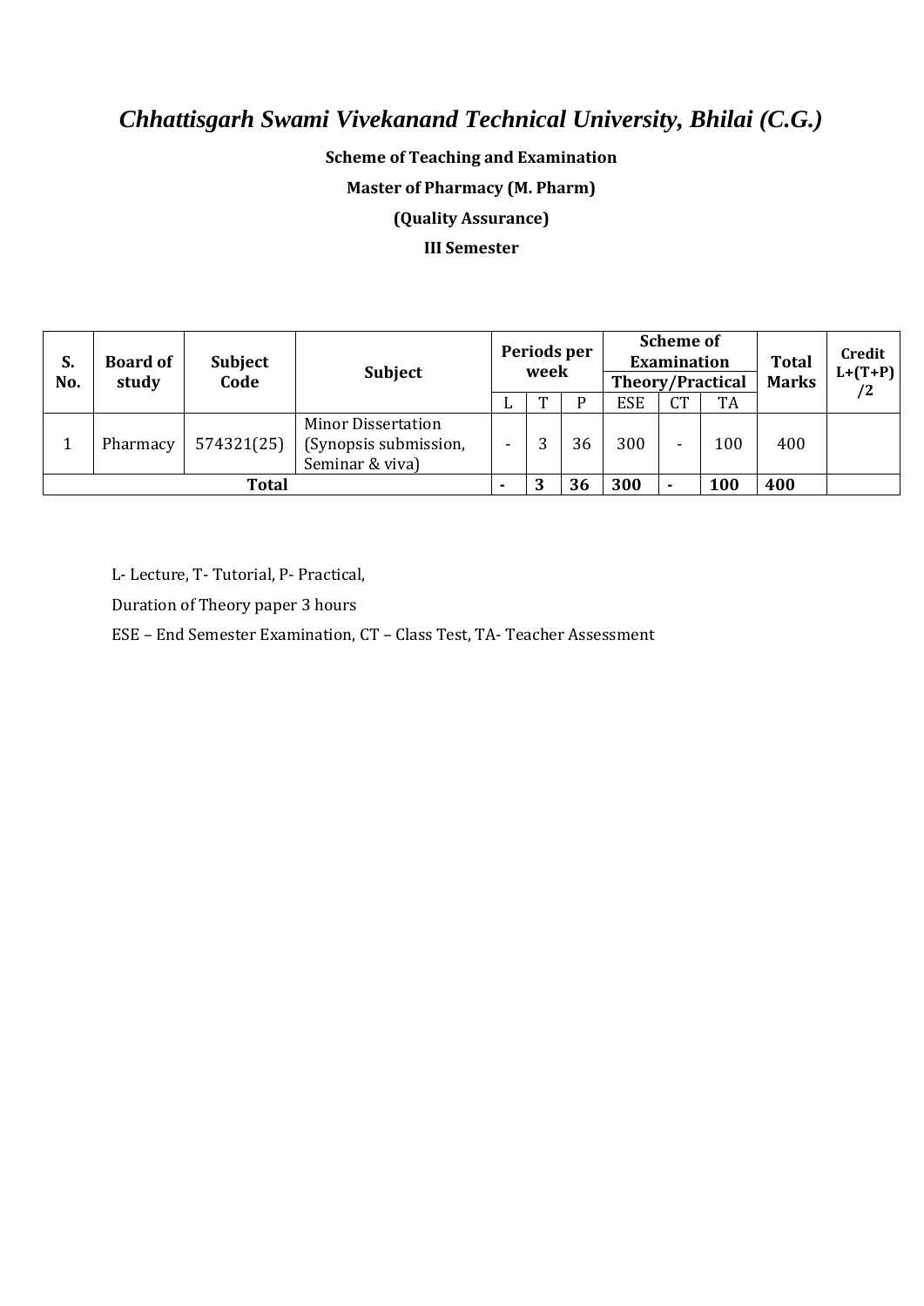# *Chhattisgarh Swami Vivekanand Technical University, Bhilai (C.G.)*

**Scheme of Teaching and Examination**

**Master of Pharmacy (M. Pharm)**

**(Quality Assurance)**

**III Semester**

| S. No. | Board of study | Subject Code | Subject | Periods per week | | | Scheme of Examination Theory/Practical | | | Total Marks | Credit L+(T+P)/2 |
|---|---|---|---|---|---|---|---|---|---|---|---|
| | | | | L | T | P | ESE | CT | TA | | |
| 1 | Pharmacy | 574321(25) | Minor Dissertation (Synopsis submission, Seminar & viva) | - | 3 | 36 | 300 | - | 100 | 400 | |
| **Total** | | | | **-** | **3** | **36** | **300** | **-** | **100** | **400** | |

L- Lecture, T- Tutorial, P- Practical,

Duration of Theory paper 3 hours

ESE – End Semester Examination, CT – Class Test, TA- Teacher Assessment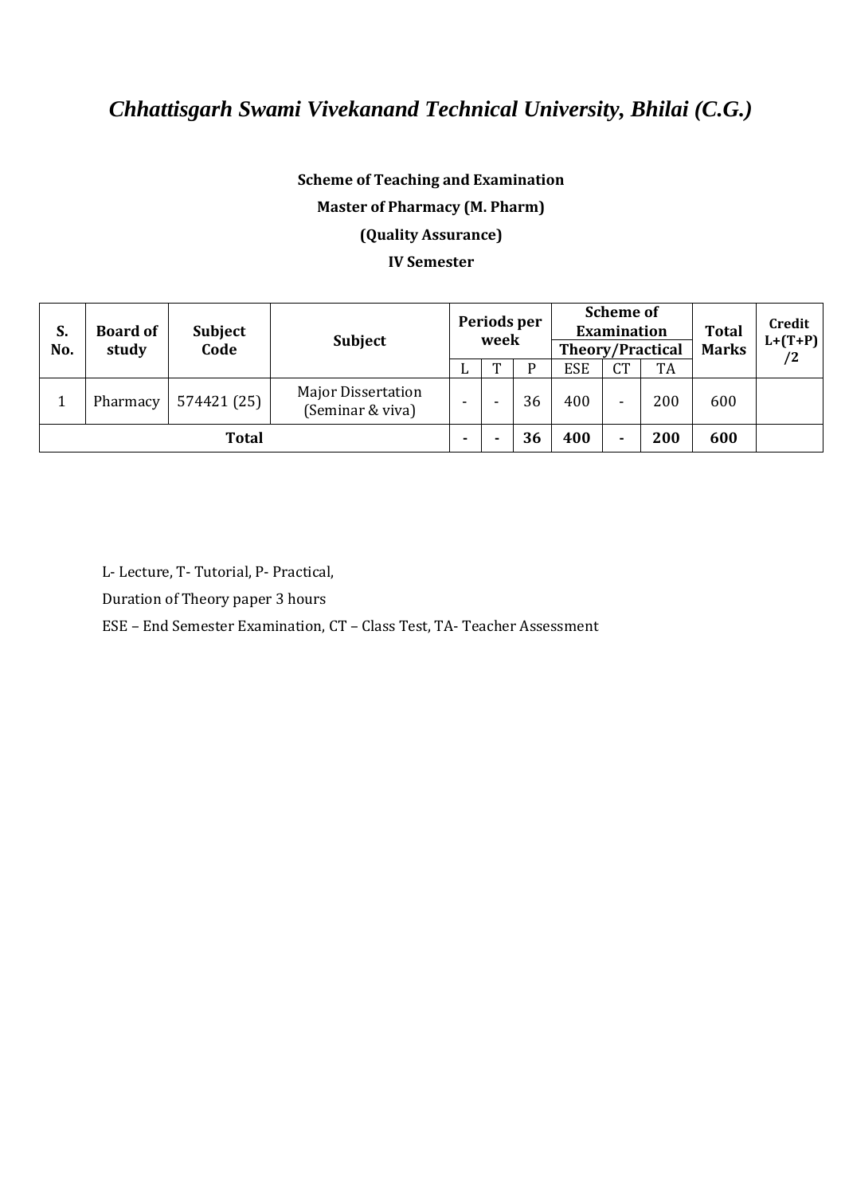# *Chhattisgarh Swami Vivekanand Technical University, Bhilai (C.G.)*

**Scheme of Teaching and Examination**

**Master of Pharmacy (M. Pharm)**

**(Quality Assurance)**

**IV Semester**

| S. No. | Board of study | Subject Code | Subject | Periods per week | | | Scheme of Examination Theory/Practical | | | Total Marks | Credit L+(T+P) /2 |
|---|---|---|---|---|---|---|---|---|---|---|---|
| | | | | L | T | P | ESE | CT | TA | | |
| 1 | Pharmacy | 574421 (25) | Major Dissertation (Seminar & viva) | - | - | 36 | 400 | - | 200 | 600 | |
| **Total** | | | | **-** | **-** | **36** | **400** | **-** | **200** | **600** | |

L- Lecture, T- Tutorial, P- Practical,

Duration of Theory paper 3 hours

ESE – End Semester Examination, CT – Class Test, TA- Teacher Assessment